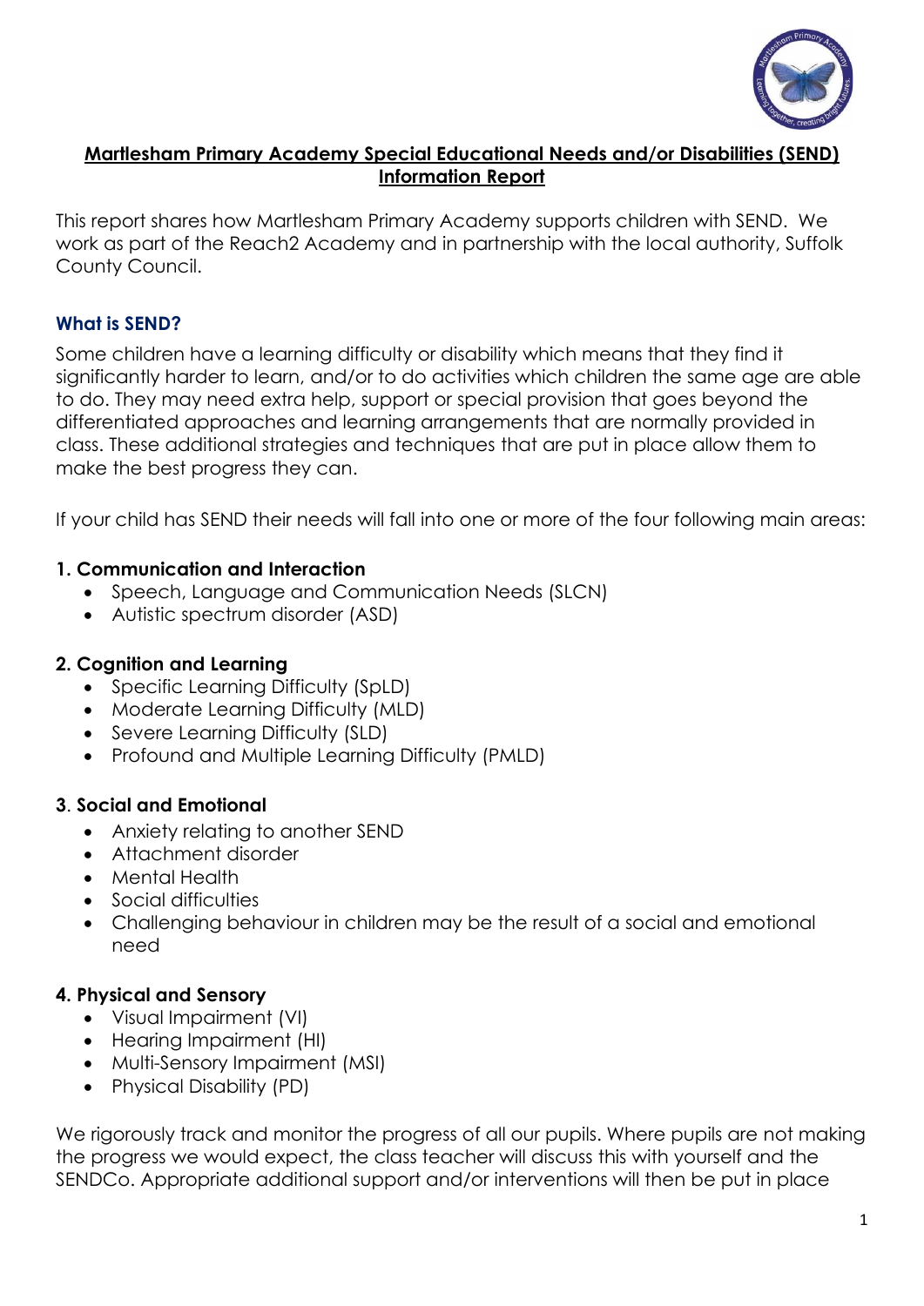# Martlesham Primary Academy Special Educational Needs and/or Disabilities (SEND) Information Report

This report shares how Martlesham Primary Academy supports children with SEND. We work as part of the Reach2 Academy and in partnership with the local authority, Suffolk County Council.

## What is SEND?

Some children have a learning difficulty or disability which means that they find it significantly harder to learn, and/or to do activities which children the same age are able to do. They may need extra help, support or special provision that goes beyond the differentiated approaches and learning arrangements that are normally provided in class. These additional strategies and techniques that are put in place allow them to make the best progress they can.

If your child has SEND their needs will fall into one or more of the four following main areas:

### 1. Communication and Interaction

- Speech, Language and Communication Needs (SLCN)
- Autistic spectrum disorder (ASD)

### 2. Cognition and Learning

- Specific Learning Difficulty (SpLD)
- Moderate Learning Difficulty (MLD)
- Severe Learning Difficulty (SLD)
- Profound and Multiple Learning Difficulty (PMLD)

### 3. Social and Emotional

- Anxiety relating to another SEND
- Attachment disorder
- Mental Health
- Social difficulties
- Challenging behaviour in children may be the result of a social and emotional need

### 4. Physical and Sensory

- Visual Impairment (VI)
- Hearing Impairment (HI)
- Multi-Sensory Impairment (MSI)
- Physical Disability (PD)

We rigorously track and monitor the progress of all our pupils. Where pupils are not making the progress we would expect, the class teacher will discuss this with yourself and the SENDCo. Appropriate additional support and/or interventions will then be put in place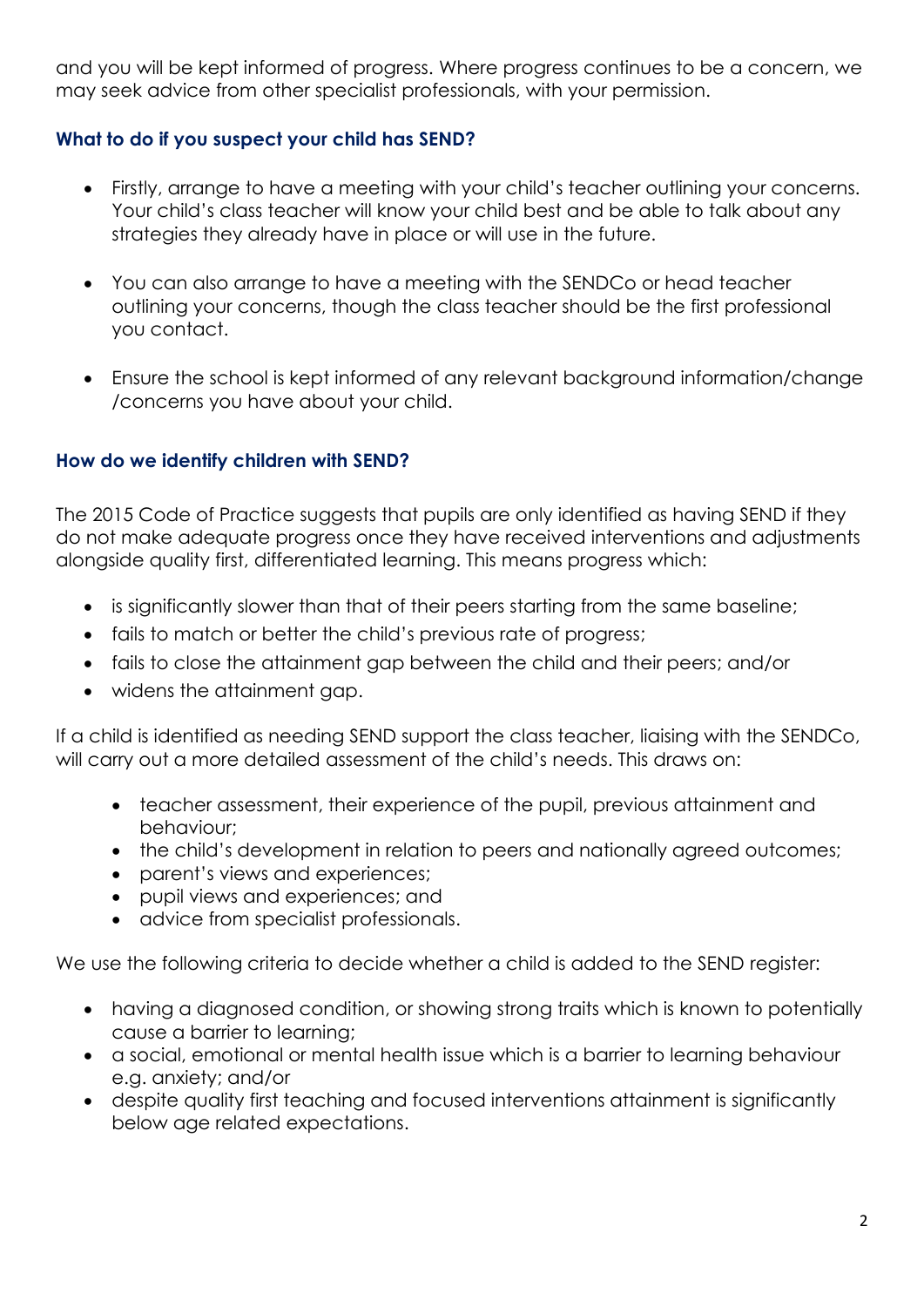and you will be kept informed of progress. Where progress continues to be a concern, we may seek advice from other specialist professionals, with your permission.

### What to do if you suspect your child has SEND?

- Firstly, arrange to have a meeting with your child's teacher outlining your concerns. Your child's class teacher will know your child best and be able to talk about any strategies they already have in place or will use in the future.

- You can also arrange to have a meeting with the SENDCo or head teacher outlining your concerns, though the class teacher should be the first professional you contact.

- Ensure the school is kept informed of any relevant background information/change /concerns you have about your child.

### How do we identify children with SEND?

The 2015 Code of Practice suggests that pupils are only identified as having SEND if they do not make adequate progress once they have received interventions and adjustments alongside quality first, differentiated learning. This means progress which:

- is significantly slower than that of their peers starting from the same baseline;
- fails to match or better the child's previous rate of progress;
- fails to close the attainment gap between the child and their peers; and/or
- widens the attainment gap.

If a child is identified as needing SEND support the class teacher, liaising with the SENDCo, will carry out a more detailed assessment of the child's needs. This draws on:

- teacher assessment, their experience of the pupil, previous attainment and behaviour;
- the child's development in relation to peers and nationally agreed outcomes;
- parent's views and experiences;
- pupil views and experiences; and
- advice from specialist professionals.

We use the following criteria to decide whether a child is added to the SEND register:

- having a diagnosed condition, or showing strong traits which is known to potentially cause a barrier to learning;
- a social, emotional or mental health issue which is a barrier to learning behaviour e.g. anxiety; and/or
- despite quality first teaching and focused interventions attainment is significantly below age related expectations.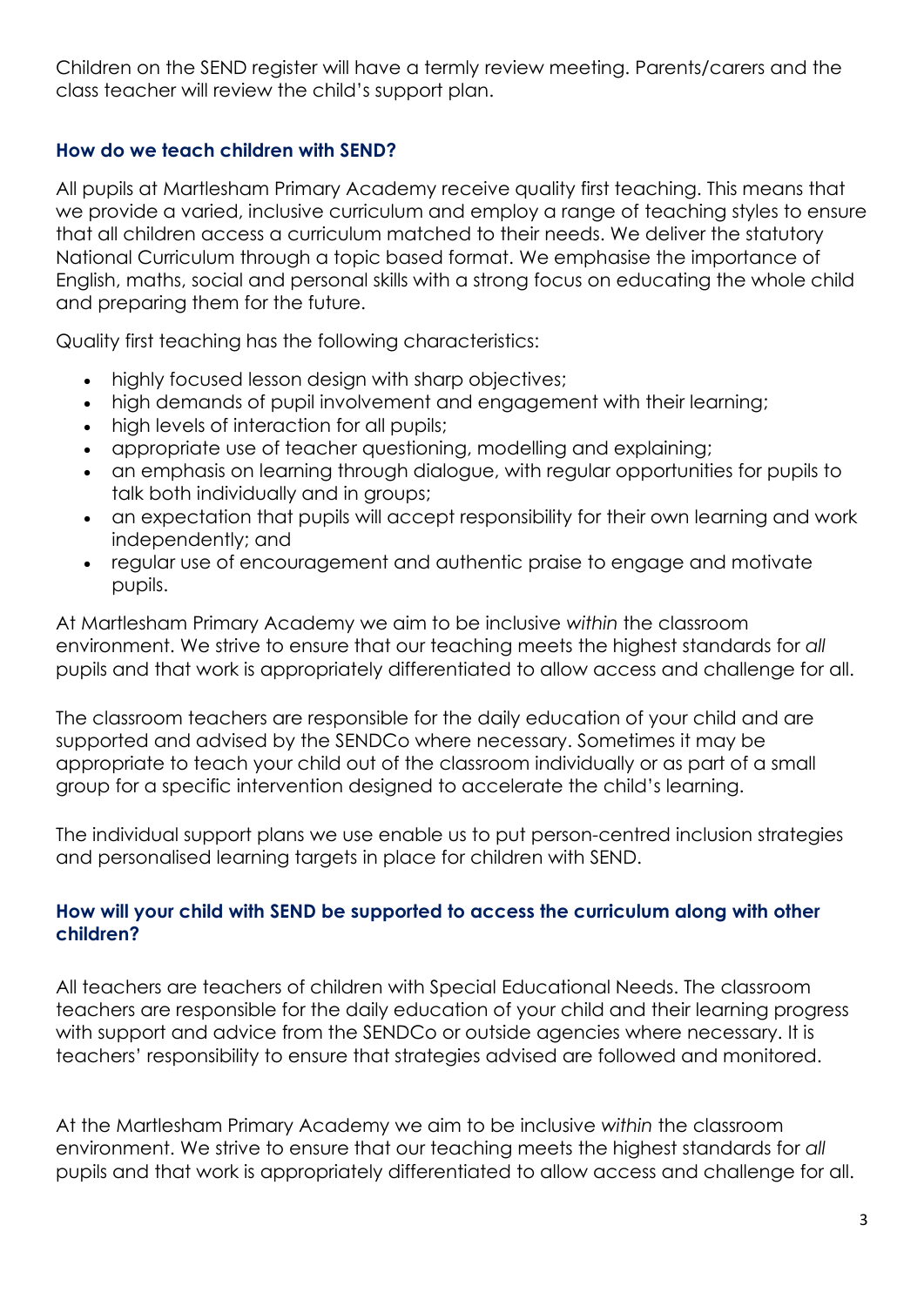Children on the SEND register will have a termly review meeting. Parents/carers and the class teacher will review the child's support plan.

### How do we teach children with SEND?

All pupils at Martlesham Primary Academy receive quality first teaching. This means that we provide a varied, inclusive curriculum and employ a range of teaching styles to ensure that all children access a curriculum matched to their needs. We deliver the statutory National Curriculum through a topic based format. We emphasise the importance of English, maths, social and personal skills with a strong focus on educating the whole child and preparing them for the future.

Quality first teaching has the following characteristics:

- highly focused lesson design with sharp objectives;
- high demands of pupil involvement and engagement with their learning;
- high levels of interaction for all pupils;
- appropriate use of teacher questioning, modelling and explaining;
- an emphasis on learning through dialogue, with regular opportunities for pupils to talk both individually and in groups;
- an expectation that pupils will accept responsibility for their own learning and work independently; and
- regular use of encouragement and authentic praise to engage and motivate pupils.

At Martlesham Primary Academy we aim to be inclusive *within* the classroom environment. We strive to ensure that our teaching meets the highest standards for *all* pupils and that work is appropriately differentiated to allow access and challenge for all.

The classroom teachers are responsible for the daily education of your child and are supported and advised by the SENDCo where necessary. Sometimes it may be appropriate to teach your child out of the classroom individually or as part of a small group for a specific intervention designed to accelerate the child's learning.

The individual support plans we use enable us to put person-centred inclusion strategies and personalised learning targets in place for children with SEND.

### How will your child with SEND be supported to access the curriculum along with other children?

All teachers are teachers of children with Special Educational Needs. The classroom teachers are responsible for the daily education of your child and their learning progress with support and advice from the SENDCo or outside agencies where necessary. It is teachers' responsibility to ensure that strategies advised are followed and monitored.

At the Martlesham Primary Academy we aim to be inclusive *within* the classroom environment. We strive to ensure that our teaching meets the highest standards for *all* pupils and that work is appropriately differentiated to allow access and challenge for all.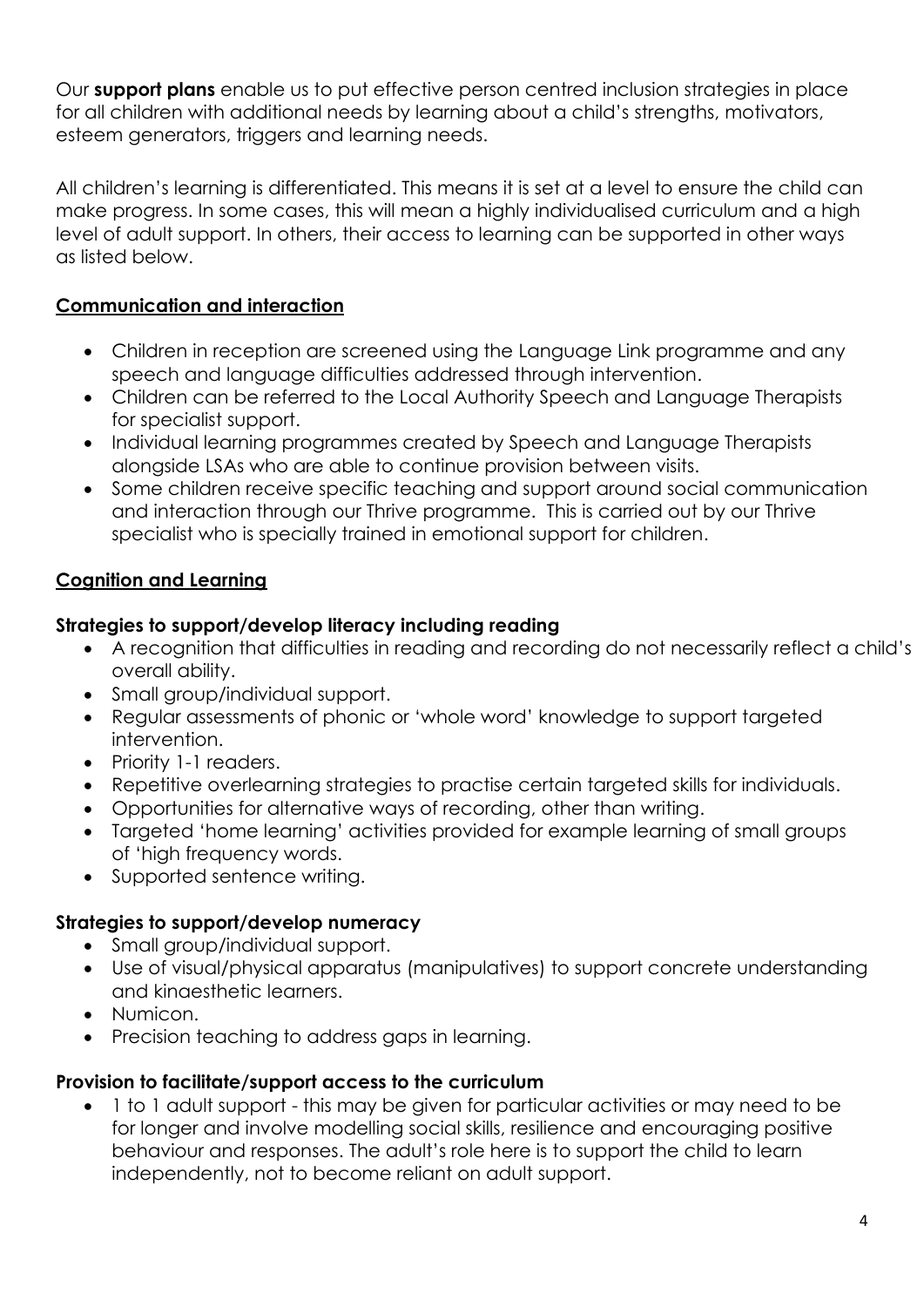Our **support plans** enable us to put effective person centred inclusion strategies in place for all children with additional needs by learning about a child's strengths, motivators, esteem generators, triggers and learning needs.

All children's learning is differentiated. This means it is set at a level to ensure the child can make progress. In some cases, this will mean a highly individualised curriculum and a high level of adult support. In others, their access to learning can be supported in other ways as listed below.

## Communication and interaction

- Children in reception are screened using the Language Link programme and any speech and language difficulties addressed through intervention.
- Children can be referred to the Local Authority Speech and Language Therapists for specialist support.
- Individual learning programmes created by Speech and Language Therapists alongside LSAs who are able to continue provision between visits.
- Some children receive specific teaching and support around social communication and interaction through our Thrive programme. This is carried out by our Thrive specialist who is specially trained in emotional support for children.

## Cognition and Learning

### Strategies to support/develop literacy including reading

- A recognition that difficulties in reading and recording do not necessarily reflect a child's overall ability.
- Small group/individual support.
- Regular assessments of phonic or 'whole word' knowledge to support targeted intervention.
- Priority 1-1 readers.
- Repetitive overlearning strategies to practise certain targeted skills for individuals.
- Opportunities for alternative ways of recording, other than writing.
- Targeted 'home learning' activities provided for example learning of small groups of 'high frequency words.
- Supported sentence writing.

### Strategies to support/develop numeracy

- Small group/individual support.
- Use of visual/physical apparatus (manipulatives) to support concrete understanding and kinaesthetic learners.
- Numicon.
- Precision teaching to address gaps in learning.

### Provision to facilitate/support access to the curriculum

- 1 to 1 adult support - this may be given for particular activities or may need to be for longer and involve modelling social skills, resilience and encouraging positive behaviour and responses. The adult's role here is to support the child to learn independently, not to become reliant on adult support.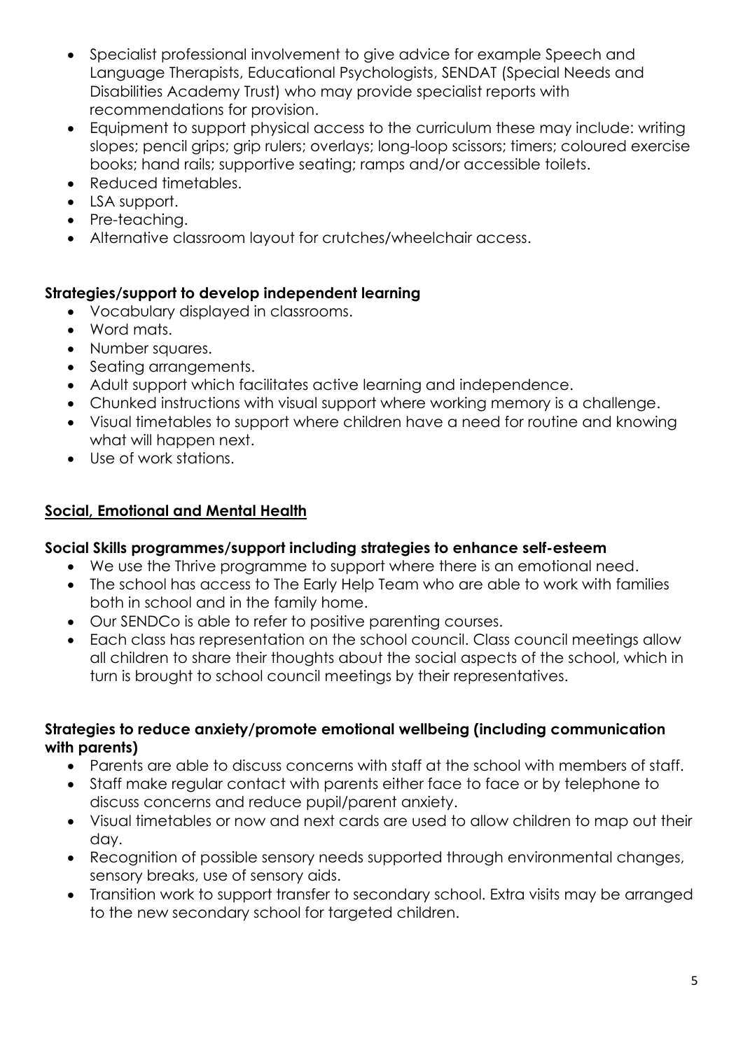- Specialist professional involvement to give advice for example Speech and Language Therapists, Educational Psychologists, SENDAT (Special Needs and Disabilities Academy Trust) who may provide specialist reports with recommendations for provision.
- Equipment to support physical access to the curriculum these may include: writing slopes; pencil grips; grip rulers; overlays; long-loop scissors; timers; coloured exercise books; hand rails; supportive seating; ramps and/or accessible toilets.
- Reduced timetables.
- LSA support.
- Pre-teaching.
- Alternative classroom layout for crutches/wheelchair access.

**Strategies/support to develop independent learning**

- Vocabulary displayed in classrooms.
- Word mats.
- Number squares.
- Seating arrangements.
- Adult support which facilitates active learning and independence.
- Chunked instructions with visual support where working memory is a challenge.
- Visual timetables to support where children have a need for routine and knowing what will happen next.
- Use of work stations.

## Social, Emotional and Mental Health

**Social Skills programmes/support including strategies to enhance self-esteem**

- We use the Thrive programme to support where there is an emotional need.
- The school has access to The Early Help Team who are able to work with families both in school and in the family home.
- Our SENDCo is able to refer to positive parenting courses.
- Each class has representation on the school council. Class council meetings allow all children to share their thoughts about the social aspects of the school, which in turn is brought to school council meetings by their representatives.

**Strategies to reduce anxiety/promote emotional wellbeing (including communication with parents)**

- Parents are able to discuss concerns with staff at the school with members of staff.
- Staff make regular contact with parents either face to face or by telephone to discuss concerns and reduce pupil/parent anxiety.
- Visual timetables or now and next cards are used to allow children to map out their day.
- Recognition of possible sensory needs supported through environmental changes, sensory breaks, use of sensory aids.
- Transition work to support transfer to secondary school. Extra visits may be arranged to the new secondary school for targeted children.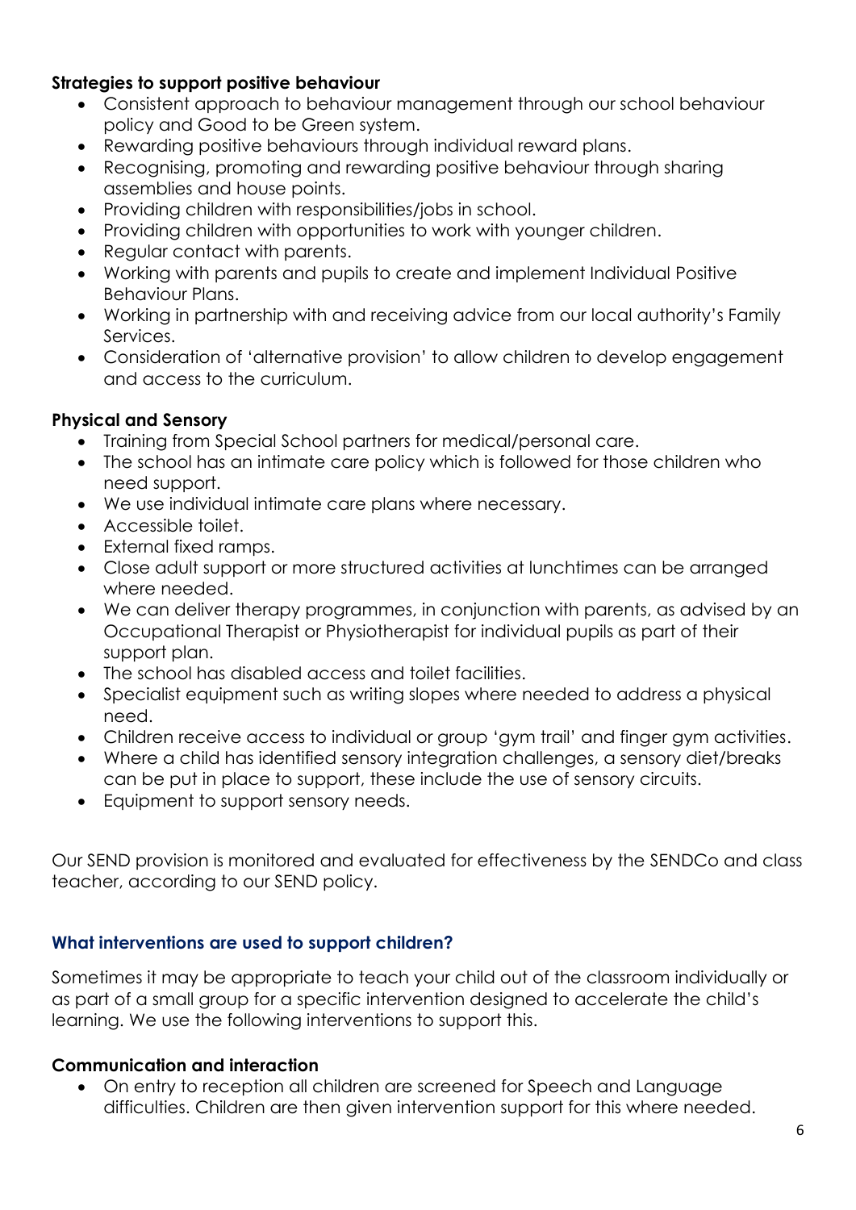**Strategies to support positive behaviour**

- Consistent approach to behaviour management through our school behaviour policy and Good to be Green system.
- Rewarding positive behaviours through individual reward plans.
- Recognising, promoting and rewarding positive behaviour through sharing assemblies and house points.
- Providing children with responsibilities/jobs in school.
- Providing children with opportunities to work with younger children.
- Regular contact with parents.
- Working with parents and pupils to create and implement Individual Positive Behaviour Plans.
- Working in partnership with and receiving advice from our local authority's Family Services.
- Consideration of 'alternative provision' to allow children to develop engagement and access to the curriculum.

**Physical and Sensory**

- Training from Special School partners for medical/personal care.
- The school has an intimate care policy which is followed for those children who need support.
- We use individual intimate care plans where necessary.
- Accessible toilet.
- External fixed ramps.
- Close adult support or more structured activities at lunchtimes can be arranged where needed.
- We can deliver therapy programmes, in conjunction with parents, as advised by an Occupational Therapist or Physiotherapist for individual pupils as part of their support plan.
- The school has disabled access and toilet facilities.
- Specialist equipment such as writing slopes where needed to address a physical need.
- Children receive access to individual or group 'gym trail' and finger gym activities.
- Where a child has identified sensory integration challenges, a sensory diet/breaks can be put in place to support, these include the use of sensory circuits.
- Equipment to support sensory needs.

Our SEND provision is monitored and evaluated for effectiveness by the SENDCo and class teacher, according to our SEND policy.

### What interventions are used to support children?

Sometimes it may be appropriate to teach your child out of the classroom individually or as part of a small group for a specific intervention designed to accelerate the child's learning. We use the following interventions to support this.

**Communication and interaction**

- On entry to reception all children are screened for Speech and Language difficulties. Children are then given intervention support for this where needed.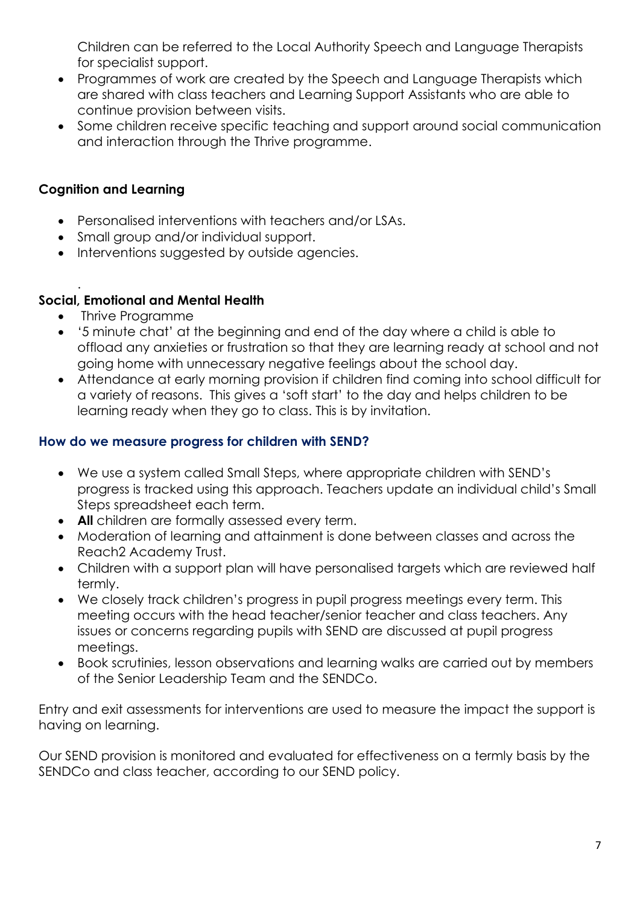Children can be referred to the Local Authority Speech and Language Therapists for specialist support.

- Programmes of work are created by the Speech and Language Therapists which are shared with class teachers and Learning Support Assistants who are able to continue provision between visits.
- Some children receive specific teaching and support around social communication and interaction through the Thrive programme.

**Cognition and Learning**

- Personalised interventions with teachers and/or LSAs.
- Small group and/or individual support.
- Interventions suggested by outside agencies.

.

**Social, Emotional and Mental Health**

- Thrive Programme
- '5 minute chat' at the beginning and end of the day where a child is able to offload any anxieties or frustration so that they are learning ready at school and not going home with unnecessary negative feelings about the school day.
- Attendance at early morning provision if children find coming into school difficult for a variety of reasons. This gives a 'soft start' to the day and helps children to be learning ready when they go to class. This is by invitation.

### How do we measure progress for children with SEND?

- We use a system called Small Steps, where appropriate children with SEND's progress is tracked using this approach. Teachers update an individual child's Small Steps spreadsheet each term.
- **All** children are formally assessed every term.
- Moderation of learning and attainment is done between classes and across the Reach2 Academy Trust.
- Children with a support plan will have personalised targets which are reviewed half termly.
- We closely track children's progress in pupil progress meetings every term. This meeting occurs with the head teacher/senior teacher and class teachers. Any issues or concerns regarding pupils with SEND are discussed at pupil progress meetings.
- Book scrutinies, lesson observations and learning walks are carried out by members of the Senior Leadership Team and the SENDCo.

Entry and exit assessments for interventions are used to measure the impact the support is having on learning.

Our SEND provision is monitored and evaluated for effectiveness on a termly basis by the SENDCo and class teacher, according to our SEND policy.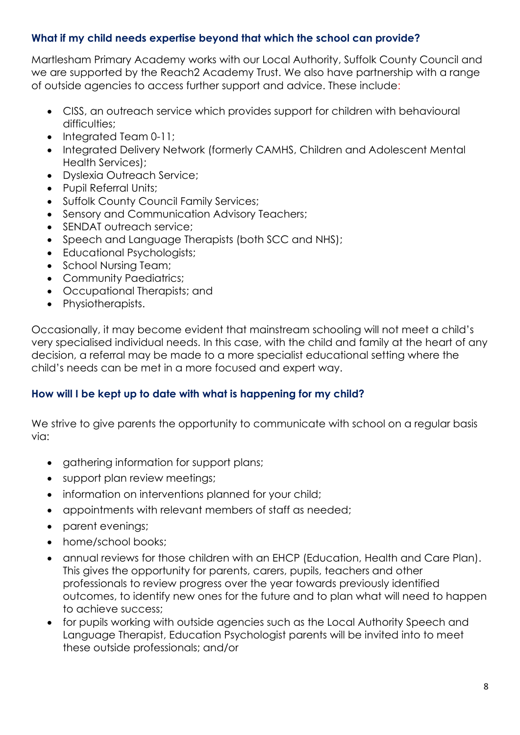### What if my child needs expertise beyond that which the school can provide?

Martlesham Primary Academy works with our Local Authority, Suffolk County Council and we are supported by the Reach2 Academy Trust. We also have partnership with a range of outside agencies to access further support and advice. These include:

- CISS, an outreach service which provides support for children with behavioural difficulties;
- Integrated Team 0-11;
- Integrated Delivery Network (formerly CAMHS, Children and Adolescent Mental Health Services);
- Dyslexia Outreach Service;
- Pupil Referral Units;
- Suffolk County Council Family Services;
- Sensory and Communication Advisory Teachers;
- SENDAT outreach service;
- Speech and Language Therapists (both SCC and NHS);
- Educational Psychologists;
- School Nursing Team;
- Community Paediatrics;
- Occupational Therapists; and
- Physiotherapists.

Occasionally, it may become evident that mainstream schooling will not meet a child's very specialised individual needs. In this case, with the child and family at the heart of any decision, a referral may be made to a more specialist educational setting where the child's needs can be met in a more focused and expert way.

### How will I be kept up to date with what is happening for my child?

We strive to give parents the opportunity to communicate with school on a regular basis via:

- gathering information for support plans;
- support plan review meetings;
- information on interventions planned for your child;
- appointments with relevant members of staff as needed;
- parent evenings;
- home/school books;
- annual reviews for those children with an EHCP (Education, Health and Care Plan). This gives the opportunity for parents, carers, pupils, teachers and other professionals to review progress over the year towards previously identified outcomes, to identify new ones for the future and to plan what will need to happen to achieve success;
- for pupils working with outside agencies such as the Local Authority Speech and Language Therapist, Education Psychologist parents will be invited into to meet these outside professionals; and/or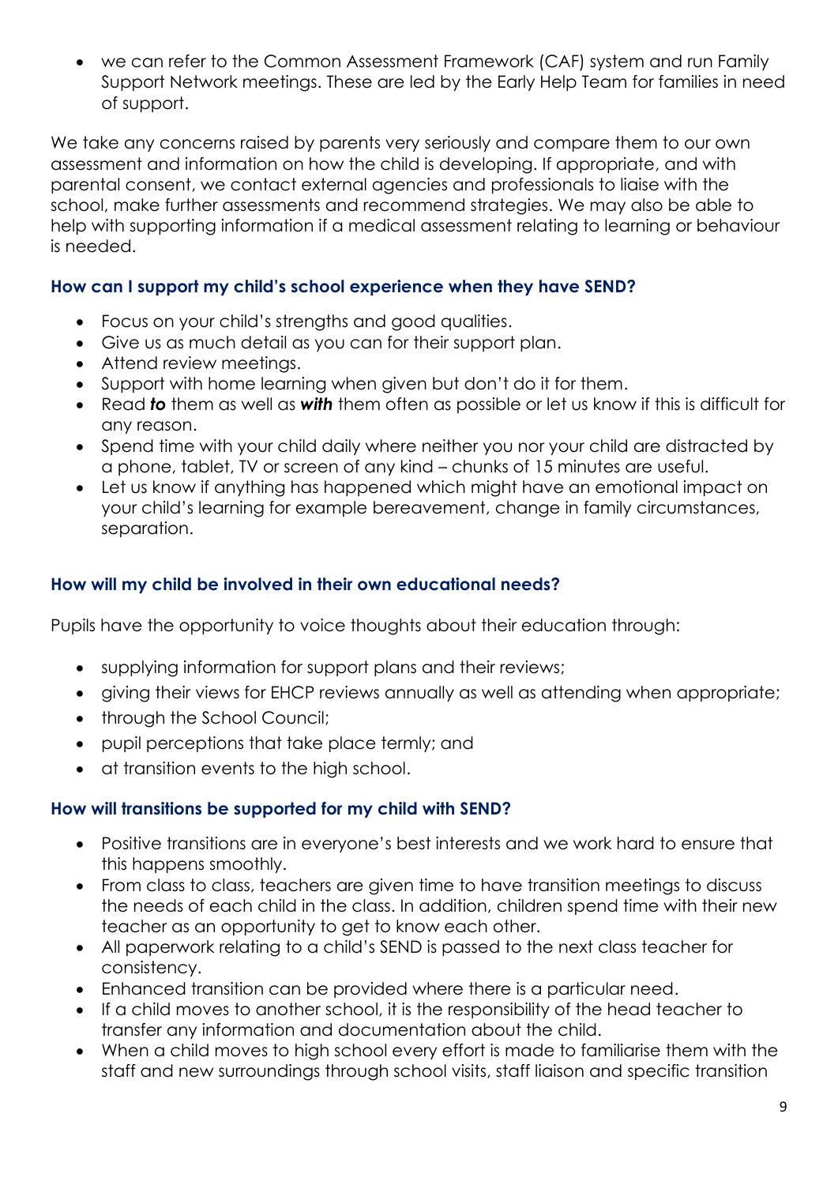- we can refer to the Common Assessment Framework (CAF) system and run Family Support Network meetings. These are led by the Early Help Team for families in need of support.

We take any concerns raised by parents very seriously and compare them to our own assessment and information on how the child is developing. If appropriate, and with parental consent, we contact external agencies and professionals to liaise with the school, make further assessments and recommend strategies. We may also be able to help with supporting information if a medical assessment relating to learning or behaviour is needed.

### How can I support my child's school experience when they have SEND?

- Focus on your child's strengths and good qualities.
- Give us as much detail as you can for their support plan.
- Attend review meetings.
- Support with home learning when given but don't do it for them.
- Read ***to*** them as well as ***with*** them often as possible or let us know if this is difficult for any reason.
- Spend time with your child daily where neither you nor your child are distracted by a phone, tablet, TV or screen of any kind – chunks of 15 minutes are useful.
- Let us know if anything has happened which might have an emotional impact on your child's learning for example bereavement, change in family circumstances, separation.

### How will my child be involved in their own educational needs?

Pupils have the opportunity to voice thoughts about their education through:

- supplying information for support plans and their reviews;
- giving their views for EHCP reviews annually as well as attending when appropriate;
- through the School Council;
- pupil perceptions that take place termly; and
- at transition events to the high school.

### How will transitions be supported for my child with SEND?

- Positive transitions are in everyone's best interests and we work hard to ensure that this happens smoothly.
- From class to class, teachers are given time to have transition meetings to discuss the needs of each child in the class. In addition, children spend time with their new teacher as an opportunity to get to know each other.
- All paperwork relating to a child's SEND is passed to the next class teacher for consistency.
- Enhanced transition can be provided where there is a particular need.
- If a child moves to another school, it is the responsibility of the head teacher to transfer any information and documentation about the child.
- When a child moves to high school every effort is made to familiarise them with the staff and new surroundings through school visits, staff liaison and specific transition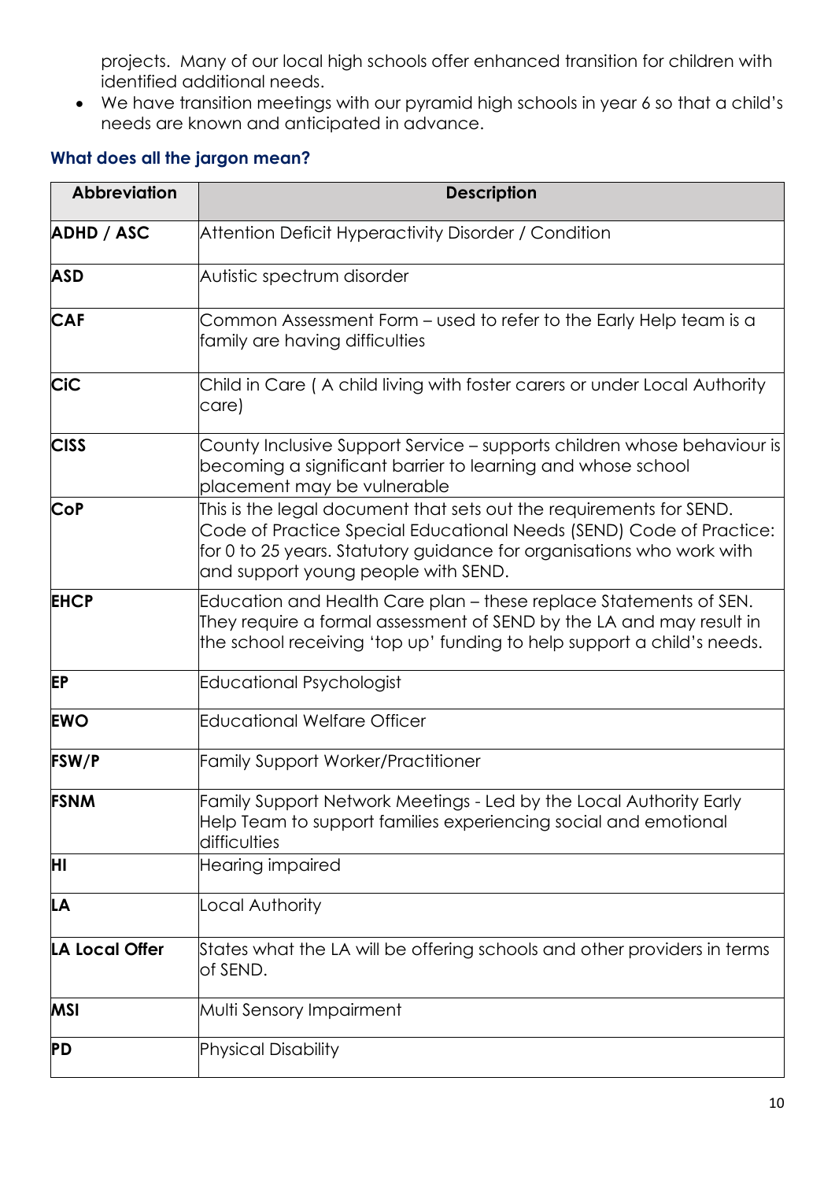projects. Many of our local high schools offer enhanced transition for children with identified additional needs.

- We have transition meetings with our pyramid high schools in year 6 so that a child's needs are known and anticipated in advance.

### What does all the jargon mean?

| Abbreviation | Description |
|---|---|
| **ADHD / ASC** | Attention Deficit Hyperactivity Disorder / Condition |
| **ASD** | Autistic spectrum disorder |
| **CAF** | Common Assessment Form – used to refer to the Early Help team is a family are having difficulties |
| **CiC** | Child in Care ( A child living with foster carers or under Local Authority care) |
| **CISS** | County Inclusive Support Service – supports children whose behaviour is becoming a significant barrier to learning and whose school placement may be vulnerable |
| **CoP** | This is the legal document that sets out the requirements for SEND. Code of Practice Special Educational Needs (SEND) Code of Practice: for 0 to 25 years. Statutory guidance for organisations who work with and support young people with SEND. |
| **EHCP** | Education and Health Care plan – these replace Statements of SEN. They require a formal assessment of SEND by the LA and may result in the school receiving 'top up' funding to help support a child's needs. |
| **EP** | Educational Psychologist |
| **EWO** | Educational Welfare Officer |
| **FSW/P** | Family Support Worker/Practitioner |
| **FSNM** | Family Support Network Meetings - Led by the Local Authority Early Help Team to support families experiencing social and emotional difficulties |
| **HI** | Hearing impaired |
| **LA** | Local Authority |
| **LA Local Offer** | States what the LA will be offering schools and other providers in terms of SEND. |
| **MSI** | Multi Sensory Impairment |
| **PD** | Physical Disability |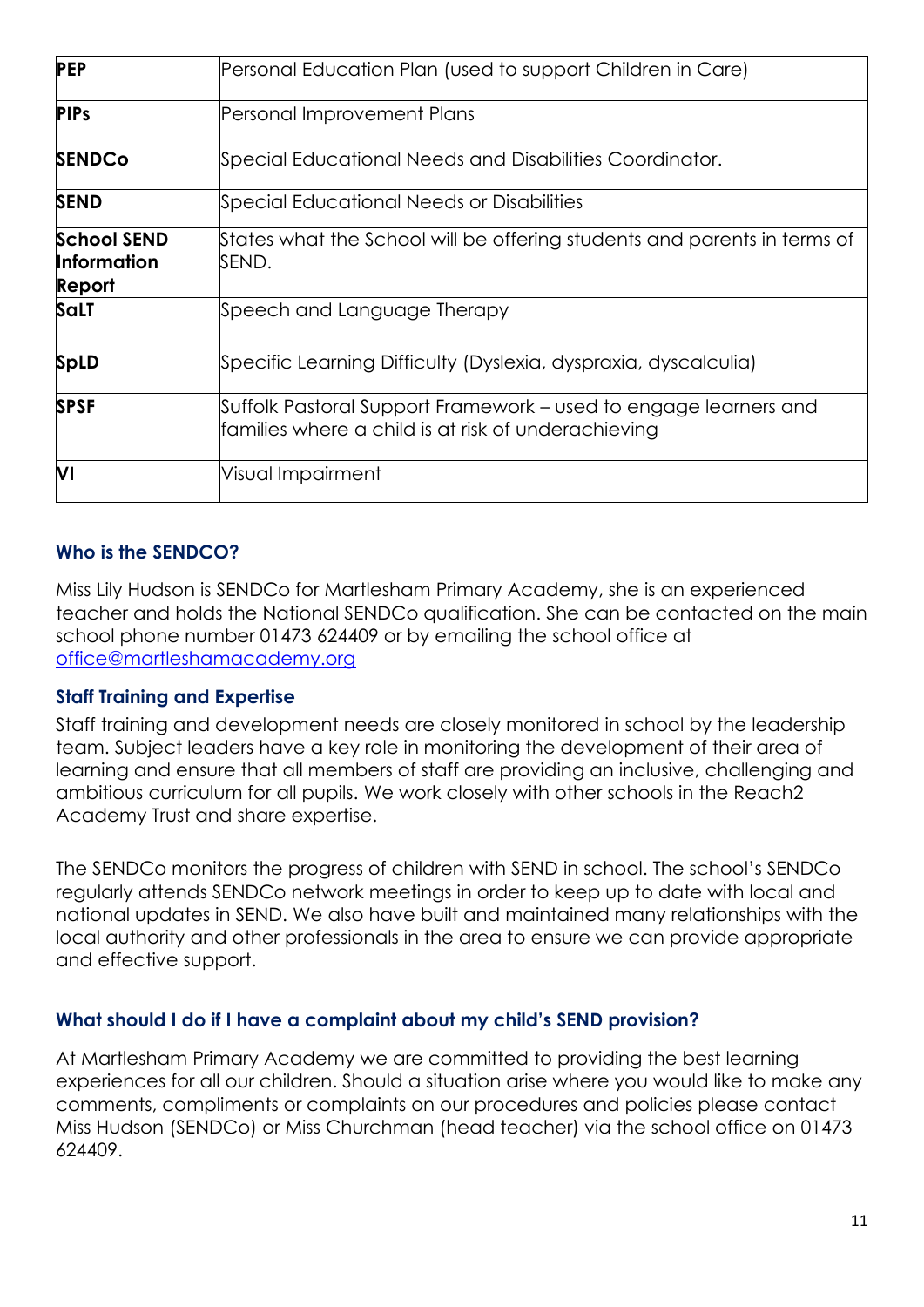| | |
|---|---|
| **PEP** | Personal Education Plan (used to support Children in Care) |
| **PIPs** | Personal Improvement Plans |
| **SENDCo** | Special Educational Needs and Disabilities Coordinator. |
| **SEND** | Special Educational Needs or Disabilities |
| **School SEND Information Report** | States what the School will be offering students and parents in terms of SEND. |
| **SaLT** | Speech and Language Therapy |
| **SpLD** | Specific Learning Difficulty (Dyslexia, dyspraxia, dyscalculia) |
| **SPSF** | Suffolk Pastoral Support Framework – used to engage learners and families where a child is at risk of underachieving |
| **VI** | Visual Impairment |

### Who is the SENDCO?

Miss Lily Hudson is SENDCo for Martlesham Primary Academy, she is an experienced teacher and holds the National SENDCo qualification. She can be contacted on the main school phone number 01473 624409 or by emailing the school office at office@martleshamacademy.org

### Staff Training and Expertise

Staff training and development needs are closely monitored in school by the leadership team. Subject leaders have a key role in monitoring the development of their area of learning and ensure that all members of staff are providing an inclusive, challenging and ambitious curriculum for all pupils. We work closely with other schools in the Reach2 Academy Trust and share expertise.

The SENDCo monitors the progress of children with SEND in school. The school's SENDCo regularly attends SENDCo network meetings in order to keep up to date with local and national updates in SEND. We also have built and maintained many relationships with the local authority and other professionals in the area to ensure we can provide appropriate and effective support.

### What should I do if I have a complaint about my child's SEND provision?

At Martlesham Primary Academy we are committed to providing the best learning experiences for all our children. Should a situation arise where you would like to make any comments, compliments or complaints on our procedures and policies please contact Miss Hudson (SENDCo) or Miss Churchman (head teacher) via the school office on 01473 624409.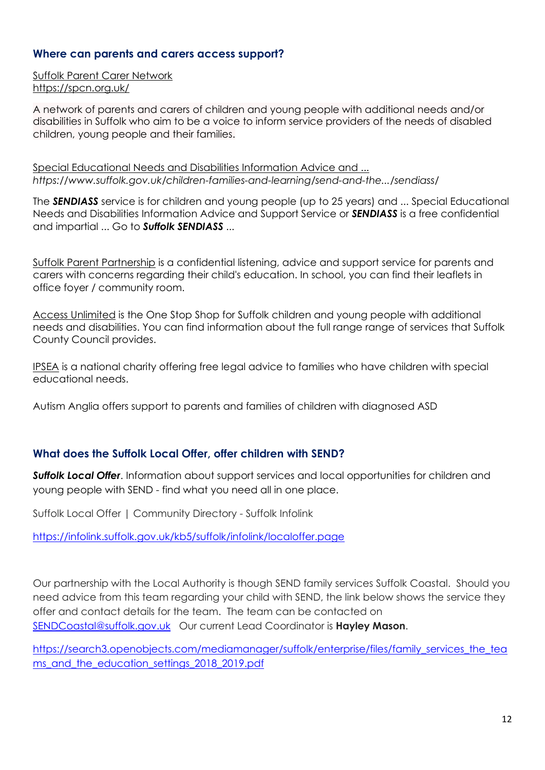### Where can parents and carers access support?

Suffolk Parent Carer Network
https://spcn.org.uk/

A network of parents and carers of children and young people with additional needs and/or disabilities in Suffolk who aim to be a voice to inform service providers of the needs of disabled children, young people and their families.

Special Educational Needs and Disabilities Information Advice and ...
*https://www.suffolk.gov.uk/children-families-and-learning/send-and-the.../sendiass/*

The ***SENDIASS*** service is for children and young people (up to 25 years) and ... Special Educational Needs and Disabilities Information Advice and Support Service or ***SENDIASS*** is a free confidential and impartial ... Go to ***Suffolk SENDIASS*** ...

Suffolk Parent Partnership is a confidential listening, advice and support service for parents and carers with concerns regarding their child's education. In school, you can find their leaflets in office foyer / community room.

Access Unlimited is the One Stop Shop for Suffolk children and young people with additional needs and disabilities. You can find information about the full range range of services that Suffolk County Council provides.

IPSEA is a national charity offering free legal advice to families who have children with special educational needs.

Autism Anglia offers support to parents and families of children with diagnosed ASD

### What does the Suffolk Local Offer, offer children with SEND?

***Suffolk Local Offer***. Information about support services and local opportunities for children and young people with SEND - find what you need all in one place.

Suffolk Local Offer | Community Directory - Suffolk Infolink

https://infolink.suffolk.gov.uk/kb5/suffolk/infolink/localoffer.page

Our partnership with the Local Authority is though SEND family services Suffolk Coastal. Should you need advice from this team regarding your child with SEND, the link below shows the service they offer and contact details for the team. The team can be contacted on SENDCoastal@suffolk.gov.uk Our current Lead Coordinator is **Hayley Mason**.

https://search3.openobjects.com/mediamanager/suffolk/enterprise/files/family_services_the_teams_and_the_education_settings_2018_2019.pdf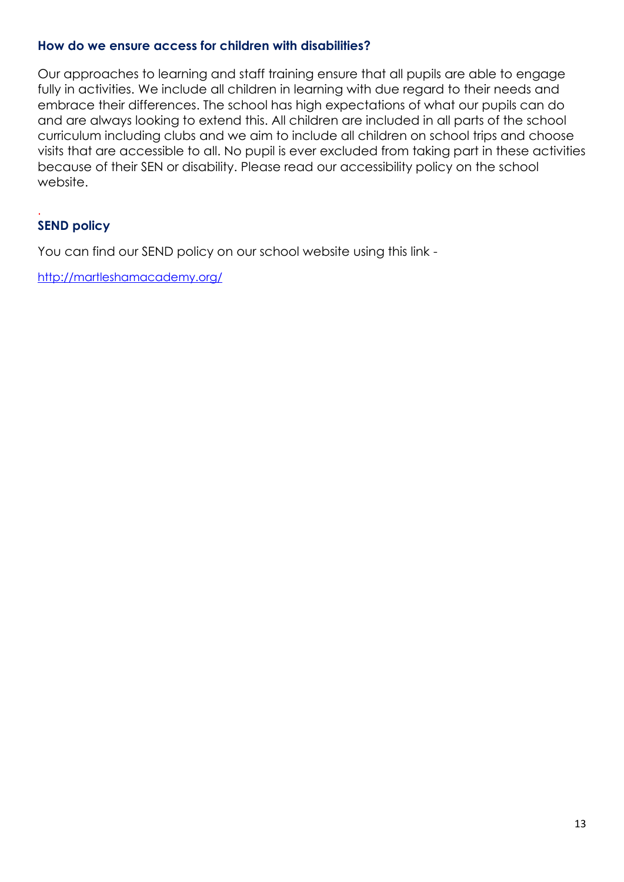### How do we ensure access for children with disabilities?

Our approaches to learning and staff training ensure that all pupils are able to engage fully in activities. We include all children in learning with due regard to their needs and embrace their differences. The school has high expectations of what our pupils can do and are always looking to extend this. All children are included in all parts of the school curriculum including clubs and we aim to include all children on school trips and choose visits that are accessible to all. No pupil is ever excluded from taking part in these activities because of their SEN or disability. Please read our accessibility policy on the school website.

### SEND policy

You can find our SEND policy on our school website using this link -

http://martleshamacademy.org/